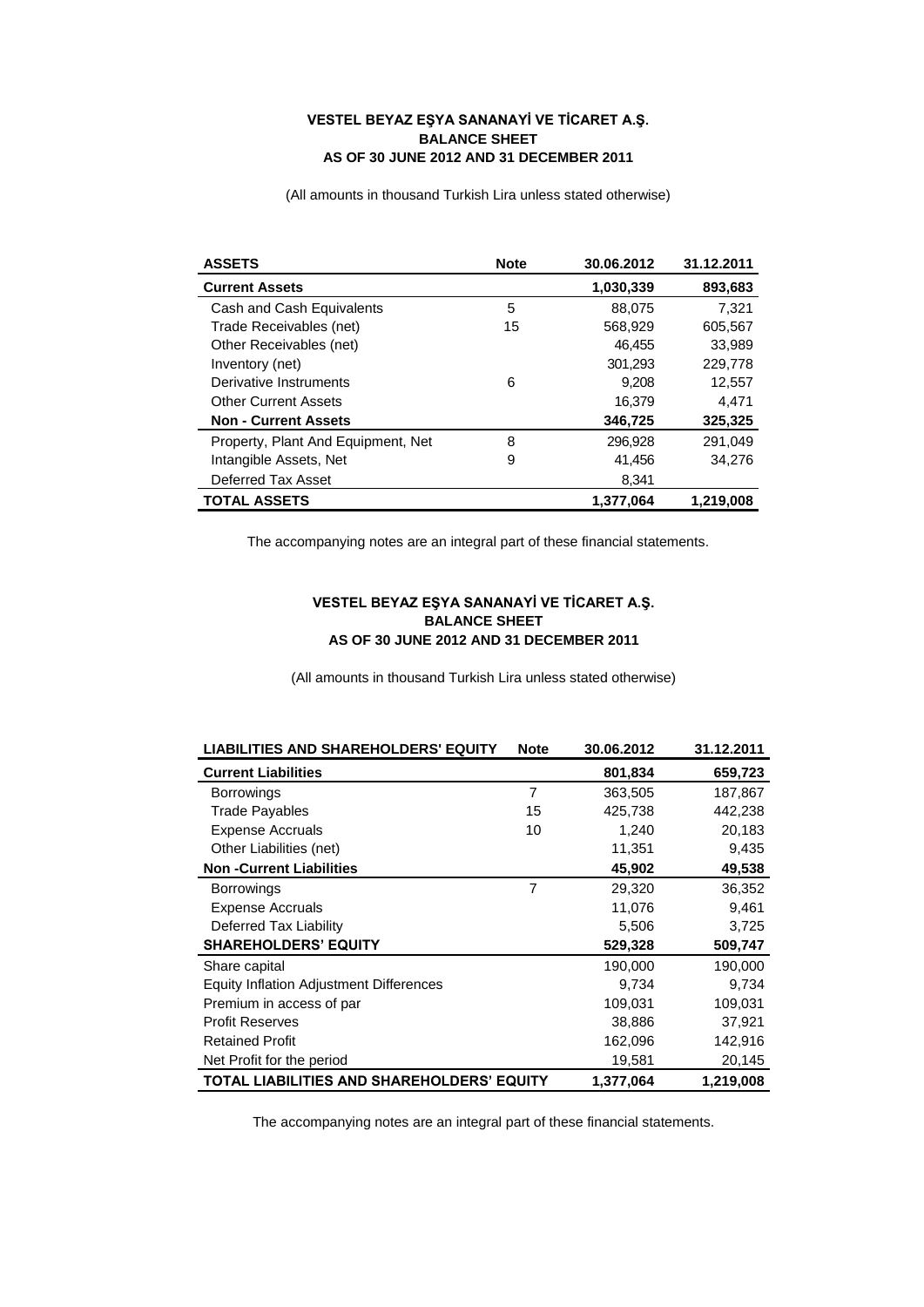### VESTEL BEYAZ EŞYA SANANAYİ VE TİCARET A.Ş.
### BALANCE SHEET
### AS OF 30 JUNE 2012 AND 31 DECEMBER 2011

(All amounts in thousand Turkish Lira unless stated otherwise)

| ASSETS | Note | 30.06.2012 | 31.12.2011 |
|---|---|---|---|
| **Current Assets** | | **1,030,339** | **893,683** |
| Cash and Cash Equivalents | 5 | 88,075 | 7,321 |
| Trade Receivables (net) | 15 | 568,929 | 605,567 |
| Other Receivables (net) | | 46,455 | 33,989 |
| Inventory (net) | | 301,293 | 229,778 |
| Derivative Instruments | 6 | 9,208 | 12,557 |
| Other Current Assets | | 16,379 | 4,471 |
| **Non - Current Assets** | | **346,725** | **325,325** |
| Property, Plant And Equipment, Net | 8 | 296,928 | 291,049 |
| Intangible Assets, Net | 9 | 41,456 | 34,276 |
| Deferred Tax Asset | | 8,341 | |
| **TOTAL ASSETS** | | **1,377,064** | **1,219,008** |

The accompanying notes are an integral part of these financial statements.

### VESTEL BEYAZ EŞYA SANANAYİ VE TİCARET A.Ş.
### BALANCE SHEET
### AS OF 30 JUNE 2012 AND 31 DECEMBER 2011

(All amounts in thousand Turkish Lira unless stated otherwise)

| LIABILITIES AND SHAREHOLDERS' EQUITY | Note | 30.06.2012 | 31.12.2011 |
|---|---|---|---|
| **Current Liabilities** | | **801,834** | **659,723** |
| Borrowings | 7 | 363,505 | 187,867 |
| Trade Payables | 15 | 425,738 | 442,238 |
| Expense Accruals | 10 | 1,240 | 20,183 |
| Other Liabilities (net) | | 11,351 | 9,435 |
| **Non -Current Liabilities** | | **45,902** | **49,538** |
| Borrowings | 7 | 29,320 | 36,352 |
| Expense Accruals | | 11,076 | 9,461 |
| Deferred Tax Liability | | 5,506 | 3,725 |
| **SHAREHOLDERS' EQUITY** | | **529,328** | **509,747** |
| Share capital | | 190,000 | 190,000 |
| Equity Inflation Adjustment Differences | | 9,734 | 9,734 |
| Premium in access of par | | 109,031 | 109,031 |
| Profit Reserves | | 38,886 | 37,921 |
| Retained Profit | | 162,096 | 142,916 |
| Net Profit for the period | | 19,581 | 20,145 |
| **TOTAL LIABILITIES AND SHAREHOLDERS' EQUITY** | | **1,377,064** | **1,219,008** |

The accompanying notes are an integral part of these financial statements.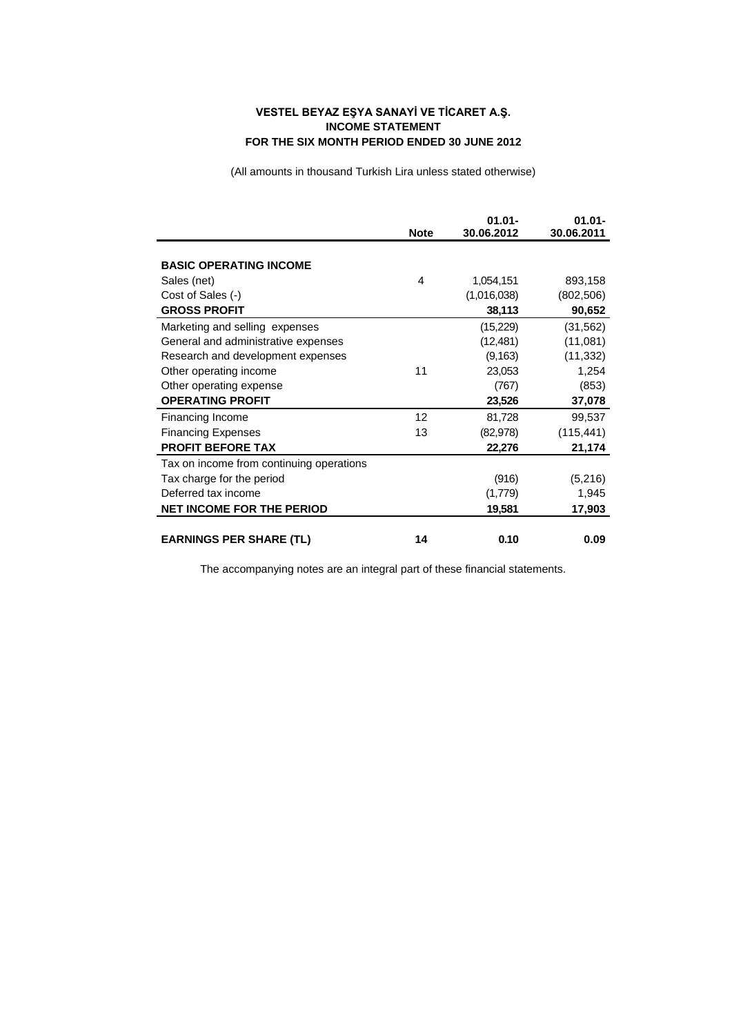**VESTEL BEYAZ EŞYA SANAYİ VE TİCARET A.Ş.**
**INCOME STATEMENT**
**FOR THE SIX MONTH PERIOD ENDED 30 JUNE 2012**

(All amounts in thousand Turkish Lira unless stated otherwise)

| | Note | 01.01-30.06.2012 | 01.01-30.06.2011 |
|---|---|---|---|
| **BASIC OPERATING INCOME** | | | |
| Sales (net) | 4 | 1,054,151 | 893,158 |
| Cost of Sales (-) | | (1,016,038) | (802,506) |
| **GROSS PROFIT** | | **38,113** | **90,652** |
| Marketing and selling expenses | | (15,229) | (31,562) |
| General and administrative expenses | | (12,481) | (11,081) |
| Research and development expenses | | (9,163) | (11,332) |
| Other operating income | 11 | 23,053 | 1,254 |
| Other operating expense | | (767) | (853) |
| **OPERATING PROFIT** | | **23,526** | **37,078** |
| Financing Income | 12 | 81,728 | 99,537 |
| Financing Expenses | 13 | (82,978) | (115,441) |
| **PROFIT BEFORE TAX** | | **22,276** | **21,174** |
| Tax on income from continuing operations | | | |
| Tax charge for the period | | (916) | (5,216) |
| Deferred tax income | | (1,779) | 1,945 |
| **NET INCOME FOR THE PERIOD** | | **19,581** | **17,903** |
| **EARNINGS PER SHARE (TL)** | **14** | **0.10** | **0.09** |

The accompanying notes are an integral part of these financial statements.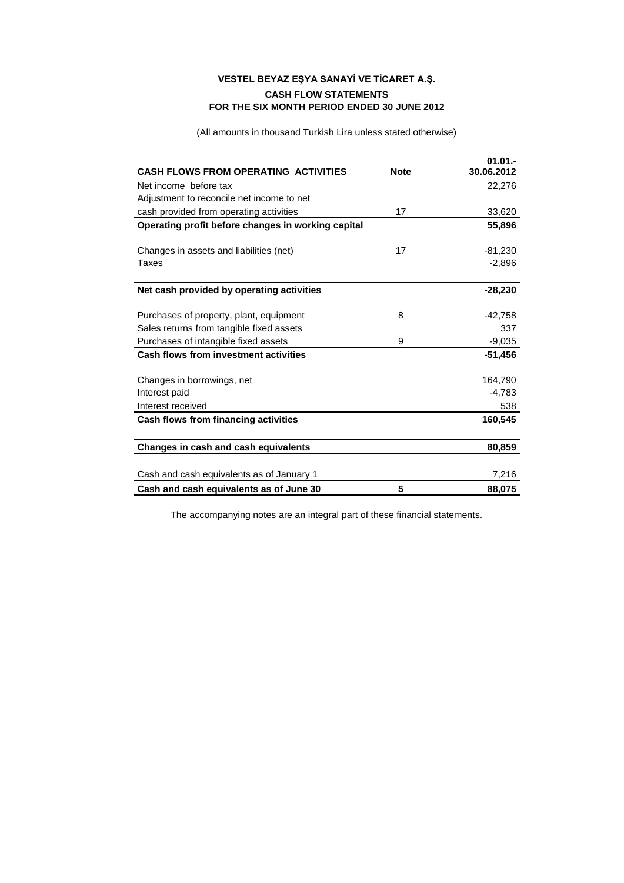# VESTEL BEYAZ EŞYA SANAYİ VE TİCARET A.Ş.

## CASH FLOW STATEMENTS
## FOR THE SIX MONTH PERIOD ENDED 30 JUNE 2012

(All amounts in thousand Turkish Lira unless stated otherwise)

| **CASH FLOWS FROM OPERATING ACTIVITIES** | **Note** | **01.01.- 30.06.2012** |
|---|---|---|
| Net income before tax | | 22,276 |
| Adjustment to reconcile net income to net cash provided from operating activities | 17 | 33,620 |
| **Operating profit before changes in working capital** | | **55,896** |
| Changes in assets and liabilities (net) | 17 | -81,230 |
| Taxes | | -2,896 |
| **Net cash provided by operating activities** | | **-28,230** |
| Purchases of property, plant, equipment | 8 | -42,758 |
| Sales returns from tangible fixed assets | | 337 |
| Purchases of intangible fixed assets | 9 | -9,035 |
| **Cash flows from investment activities** | | **-51,456** |
| Changes in borrowings, net | | 164,790 |
| Interest paid | | -4,783 |
| Interest received | | 538 |
| **Cash flows from financing activities** | | **160,545** |
| **Changes in cash and cash equivalents** | | **80,859** |
| Cash and cash equivalents as of January 1 | | 7,216 |
| **Cash and cash equivalents as of June 30** | **5** | **88,075** |

The accompanying notes are an integral part of these financial statements.